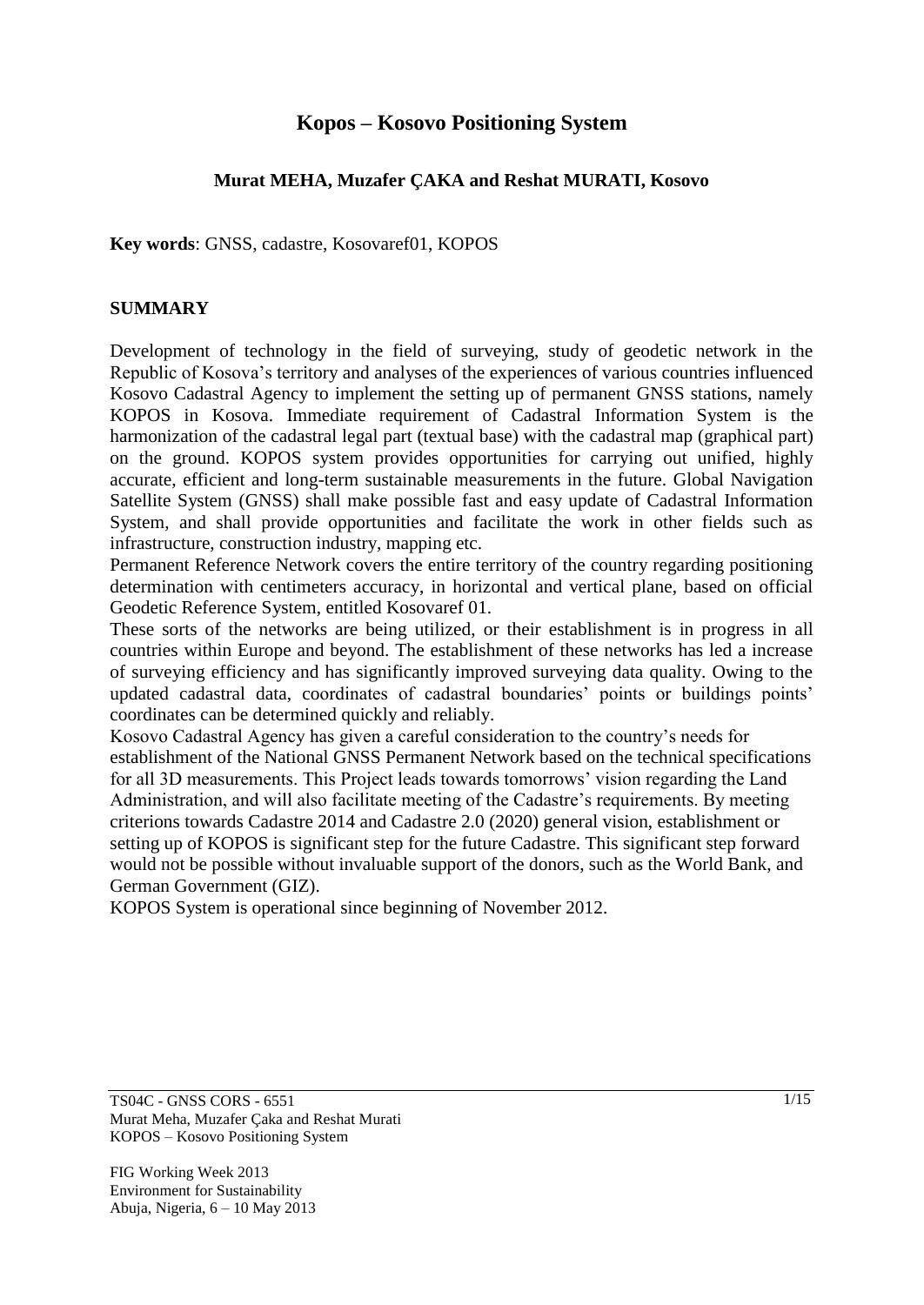# Kopos – Kosovo Positioning System

**Murat MEHA, Muzafer ÇAKA and Reshat MURATI, Kosovo**

**Key words**: GNSS, cadastre, Kosovaref01, KOPOS

## SUMMARY

Development of technology in the field of surveying, study of geodetic network in the Republic of Kosova's territory and analyses of the experiences of various countries influenced Kosovo Cadastral Agency to implement the setting up of permanent GNSS stations, namely KOPOS in Kosova. Immediate requirement of Cadastral Information System is the harmonization of the cadastral legal part (textual base) with the cadastral map (graphical part) on the ground. KOPOS system provides opportunities for carrying out unified, highly accurate, efficient and long-term sustainable measurements in the future. Global Navigation Satellite System (GNSS) shall make possible fast and easy update of Cadastral Information System, and shall provide opportunities and facilitate the work in other fields such as infrastructure, construction industry, mapping etc.

Permanent Reference Network covers the entire territory of the country regarding positioning determination with centimeters accuracy, in horizontal and vertical plane, based on official Geodetic Reference System, entitled Kosovaref 01.

These sorts of the networks are being utilized, or their establishment is in progress in all countries within Europe and beyond. The establishment of these networks has led a increase of surveying efficiency and has significantly improved surveying data quality. Owing to the updated cadastral data, coordinates of cadastral boundaries' points or buildings points' coordinates can be determined quickly and reliably.

Kosovo Cadastral Agency has given a careful consideration to the country's needs for establishment of the National GNSS Permanent Network based on the technical specifications for all 3D measurements. This Project leads towards tomorrows' vision regarding the Land Administration, and will also facilitate meeting of the Cadastre's requirements. By meeting criterions towards Cadastre 2014 and Cadastre 2.0 (2020) general vision, establishment or setting up of KOPOS is significant step for the future Cadastre. This significant step forward would not be possible without invaluable support of the donors, such as the World Bank, and German Government (GIZ).

KOPOS System is operational since beginning of November 2012.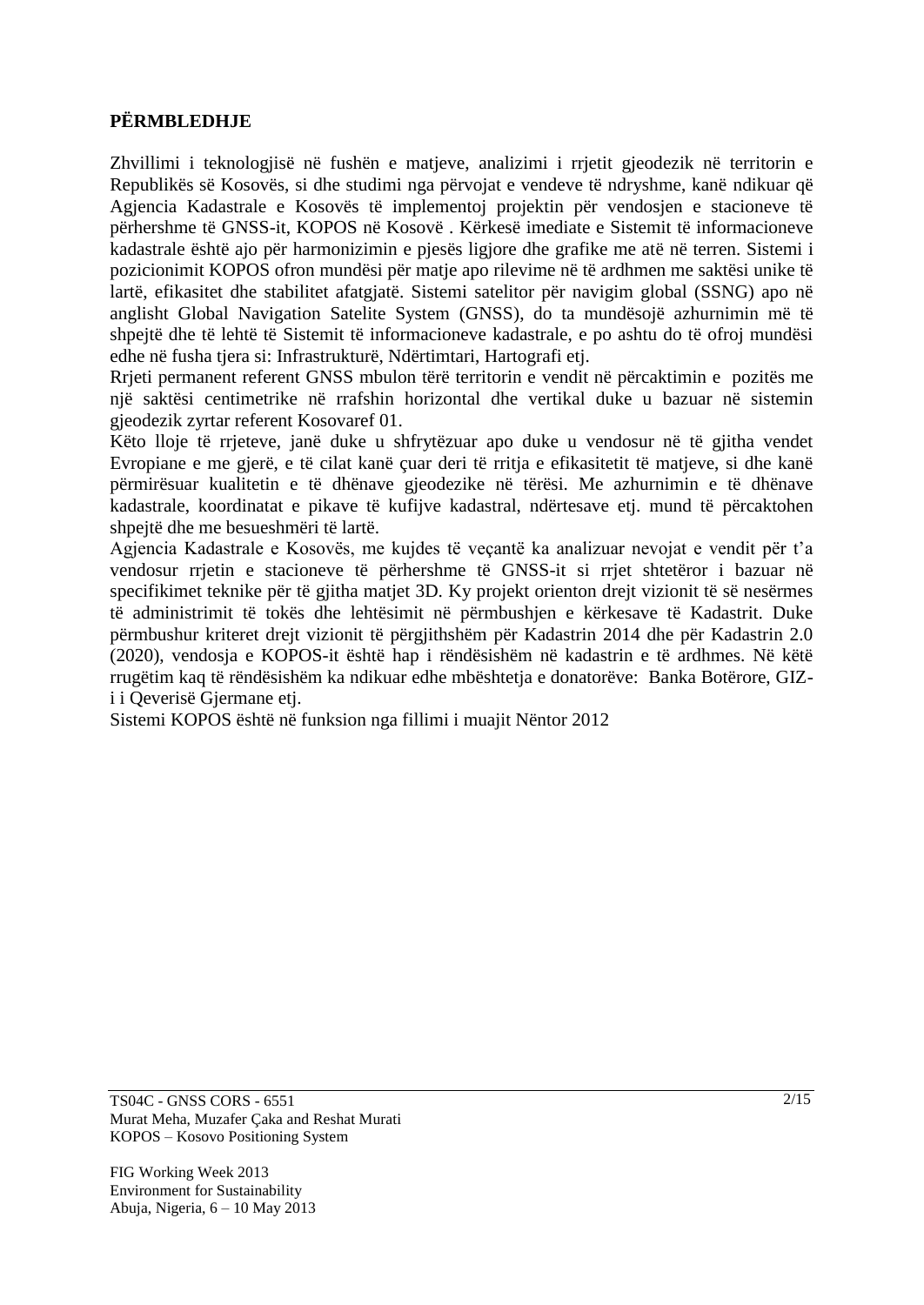**PËRMBLEDHJE**

Zhvillimi i teknologjisë në fushën e matjeve, analizimi i rrjetit gjeodezik në territorin e Republikës së Kosovës, si dhe studimi nga përvojat e vendeve të ndryshme, kanë ndikuar që Agjencia Kadastrale e Kosovës të implementoj projektin për vendosjen e stacioneve të përhershme të GNSS-it, KOPOS në Kosovë . Kërkesë imediate e Sistemit të informacioneve kadastrale është ajo për harmonizimin e pjesës ligjore dhe grafike me atë në terren. Sistemi i pozicionimit KOPOS ofron mundësi për matje apo rilevime në të ardhmen me saktësi unike të lartë, efikasitet dhe stabilitet afatgjatë. Sistemi satelitor për navigim global (SSNG) apo në anglisht Global Navigation Satelite System (GNSS), do ta mundësojë azhurnimin më të shpejtë dhe të lehtë të Sistemit të informacioneve kadastrale, e po ashtu do të ofroj mundësi edhe në fusha tjera si: Infrastrukturë, Ndërtimtari, Hartografi etj.

Rrjeti permanent referent GNSS mbulon tërë territorin e vendit në përcaktimin e pozitës me një saktësi centimetrike në rrafshin horizontal dhe vertikal duke u bazuar në sistemin gjeodezik zyrtar referent Kosovaref 01.

Këto lloje të rrjeteve, janë duke u shfrytëzuar apo duke u vendosur në të gjitha vendet Evropiane e me gjerë, e të cilat kanë çuar deri të rritja e efikasitetit të matjeve, si dhe kanë përmirësuar kualitetin e të dhënave gjeodezike në tërësi. Me azhurnimin e të dhënave kadastrale, koordinatat e pikave të kufijve kadastral, ndërtesave etj. mund të përcaktohen shpejtë dhe me besueshmëri të lartë.

Agjencia Kadastrale e Kosovës, me kujdes të veçantë ka analizuar nevojat e vendit për t'a vendosur rrjetin e stacioneve të përhershme të GNSS-it si rrjet shtetëror i bazuar në specifikimet teknike për të gjitha matjet 3D. Ky projekt orienton drejt vizionit të së nesërmes të administrimit të tokës dhe lehtësimit në përmbushjen e kërkesave të Kadastrit. Duke përmbushur kriteret drejt vizionit të përgjithshëm për Kadastrin 2014 dhe për Kadastrin 2.0 (2020), vendosja e KOPOS-it është hap i rëndësishëm në kadastrin e të ardhmes. Në këtë rrugëtim kaq të rëndësishëm ka ndikuar edhe mbështetja e donatorëve: Banka Botërore, GIZ-i i Qeverisë Gjermane etj.

Sistemi KOPOS është në funksion nga fillimi i muajit Nëntor 2012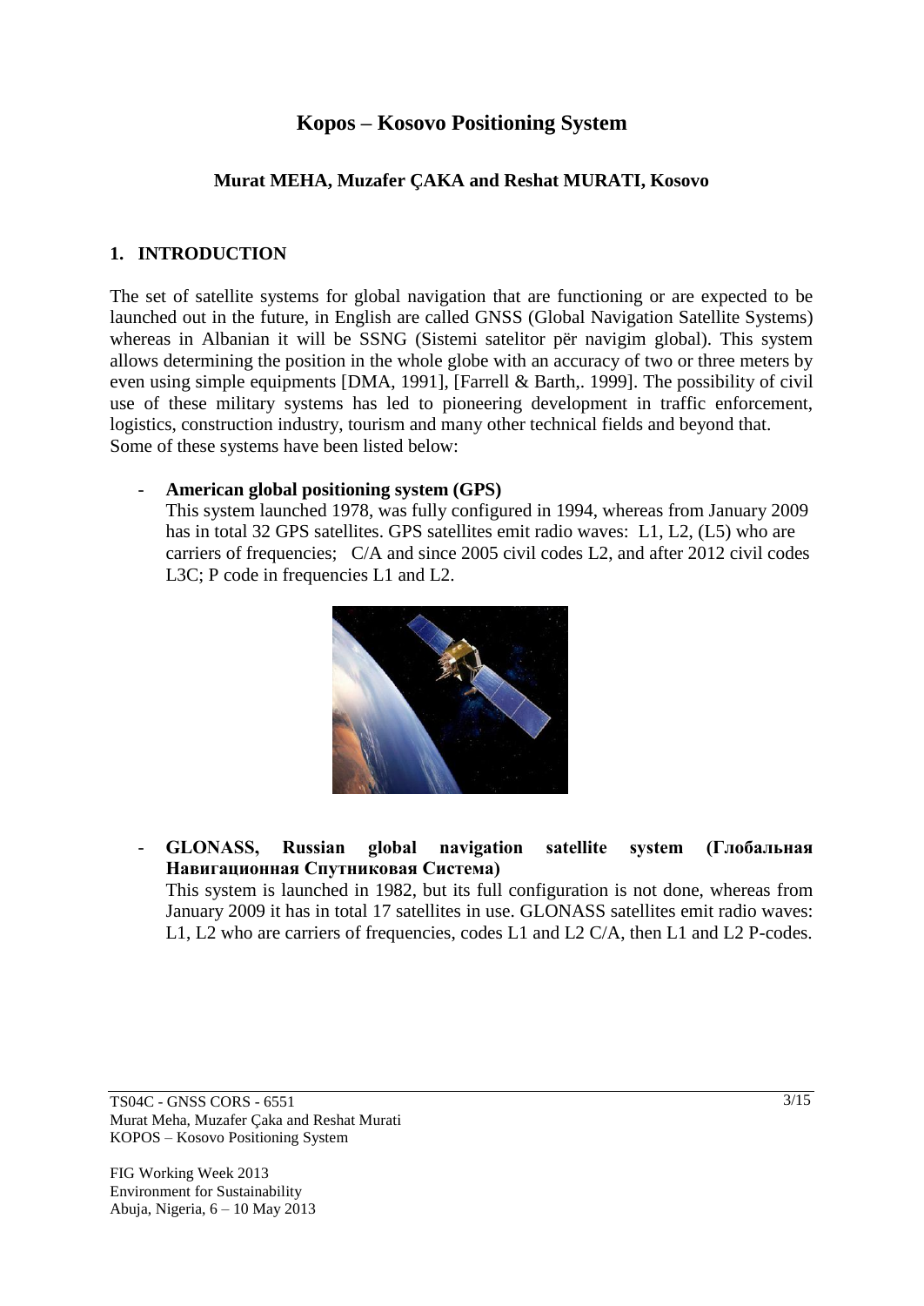# Kopos – Kosovo Positioning System

**Murat MEHA, Muzafer ÇAKA and Reshat MURATI, Kosovo**

## 1. INTRODUCTION

The set of satellite systems for global navigation that are functioning or are expected to be launched out in the future, in English are called GNSS (Global Navigation Satellite Systems) whereas in Albanian it will be SSNG (Sistemi satelitor për navigim global). This system allows determining the position in the whole globe with an accuracy of two or three meters by even using simple equipments [DMA, 1991], [Farrell & Barth,. 1999]. The possibility of civil use of these military systems has led to pioneering development in traffic enforcement, logistics, construction industry, tourism and many other technical fields and beyond that.
Some of these systems have been listed below:

- **American global positioning system (GPS)**
  This system launched 1978, was fully configured in 1994, whereas from January 2009 has in total 32 GPS satellites. GPS satellites emit radio waves: L1, L2, (L5) who are carriers of frequencies; C/A and since 2005 civil codes L2, and after 2012 civil codes L3C; P code in frequencies L1 and L2.

- **GLONASS, Russian global navigation satellite system (Глобальная Навигационная Спутниковая Система)**
  This system is launched in 1982, but its full configuration is not done, whereas from January 2009 it has in total 17 satellites in use. GLONASS satellites emit radio waves: L1, L2 who are carriers of frequencies, codes L1 and L2 C/A, then L1 and L2 P-codes.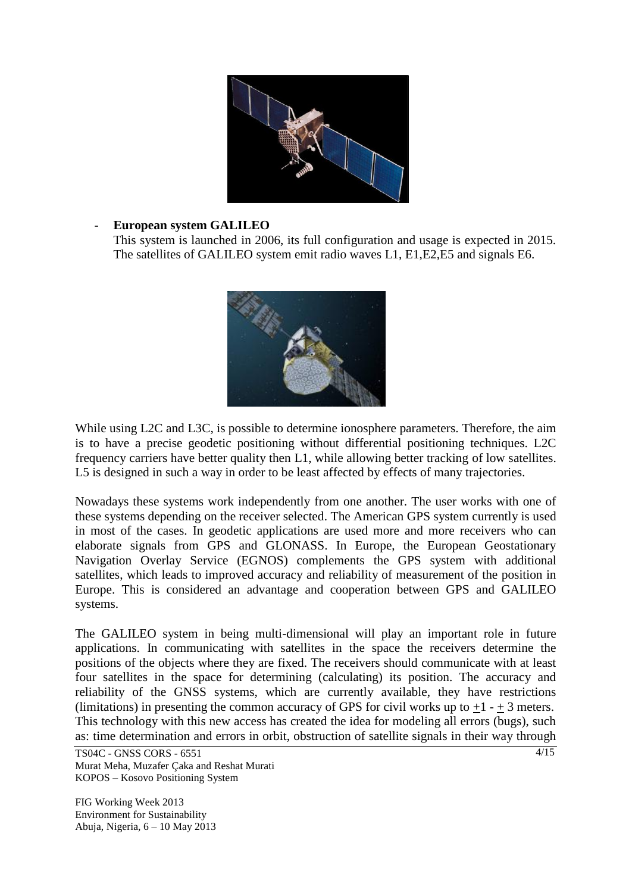- **European system GALILEO**

  This system is launched in 2006, its full configuration and usage is expected in 2015. The satellites of GALILEO system emit radio waves L1, E1,E2,E5 and signals E6.

While using L2C and L3C, is possible to determine ionosphere parameters. Therefore, the aim is to have a precise geodetic positioning without differential positioning techniques. L2C frequency carriers have better quality then L1, while allowing better tracking of low satellites. L5 is designed in such a way in order to be least affected by effects of many trajectories.

Nowadays these systems work independently from one another. The user works with one of these systems depending on the receiver selected. The American GPS system currently is used in most of the cases. In geodetic applications are used more and more receivers who can elaborate signals from GPS and GLONASS. In Europe, the European Geostationary Navigation Overlay Service (EGNOS) complements the GPS system with additional satellites, which leads to improved accuracy and reliability of measurement of the position in Europe. This is considered an advantage and cooperation between GPS and GALILEO systems.

The GALILEO system in being multi-dimensional will play an important role in future applications. In communicating with satellites in the space the receivers determine the positions of the objects where they are fixed. The receivers should communicate with at least four satellites in the space for determining (calculating) its position. The accuracy and reliability of the GNSS systems, which are currently available, they have restrictions (limitations) in presenting the common accuracy of GPS for civil works up to $\pm 1$ - $\pm$ 3 meters. This technology with this new access has created the idea for modeling all errors (bugs), such as: time determination and errors in orbit, obstruction of satellite signals in their way through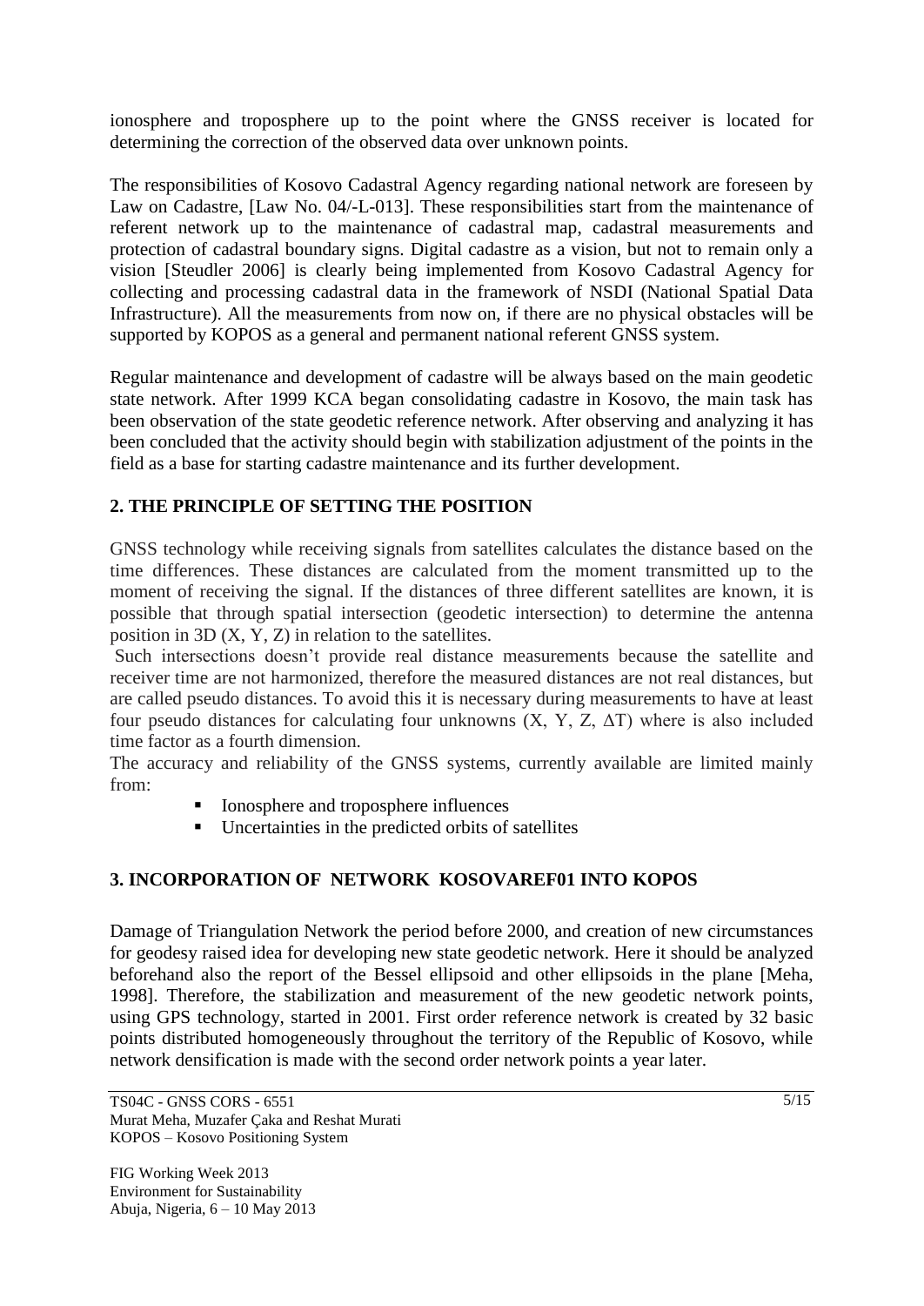ionosphere and troposphere up to the point where the GNSS receiver is located for determining the correction of the observed data over unknown points.

The responsibilities of Kosovo Cadastral Agency regarding national network are foreseen by Law on Cadastre, [Law No. 04/-L-013]. These responsibilities start from the maintenance of referent network up to the maintenance of cadastral map, cadastral measurements and protection of cadastral boundary signs. Digital cadastre as a vision, but not to remain only a vision [Steudler 2006] is clearly being implemented from Kosovo Cadastral Agency for collecting and processing cadastral data in the framework of NSDI (National Spatial Data Infrastructure). All the measurements from now on, if there are no physical obstacles will be supported by KOPOS as a general and permanent national referent GNSS system.

Regular maintenance and development of cadastre will be always based on the main geodetic state network. After 1999 KCA began consolidating cadastre in Kosovo, the main task has been observation of the state geodetic reference network. After observing and analyzing it has been concluded that the activity should begin with stabilization adjustment of the points in the field as a base for starting cadastre maintenance and its further development.

## 2. THE PRINCIPLE OF SETTING THE POSITION

GNSS technology while receiving signals from satellites calculates the distance based on the time differences. These distances are calculated from the moment transmitted up to the moment of receiving the signal. If the distances of three different satellites are known, it is possible that through spatial intersection (geodetic intersection) to determine the antenna position in 3D (X, Y, Z) in relation to the satellites.

Such intersections doesn't provide real distance measurements because the satellite and receiver time are not harmonized, therefore the measured distances are not real distances, but are called pseudo distances. To avoid this it is necessary during measurements to have at least four pseudo distances for calculating four unknowns (X, Y, Z, $\Delta T$) where is also included time factor as a fourth dimension.

The accuracy and reliability of the GNSS systems, currently available are limited mainly from:

- Ionosphere and troposphere influences
- Uncertainties in the predicted orbits of satellites

## 3. INCORPORATION OF NETWORK KOSOVAREF01 INTO KOPOS

Damage of Triangulation Network the period before 2000, and creation of new circumstances for geodesy raised idea for developing new state geodetic network. Here it should be analyzed beforehand also the report of the Bessel ellipsoid and other ellipsoids in the plane [Meha, 1998]. Therefore, the stabilization and measurement of the new geodetic network points, using GPS technology, started in 2001. First order reference network is created by 32 basic points distributed homogeneously throughout the territory of the Republic of Kosovo, while network densification is made with the second order network points a year later.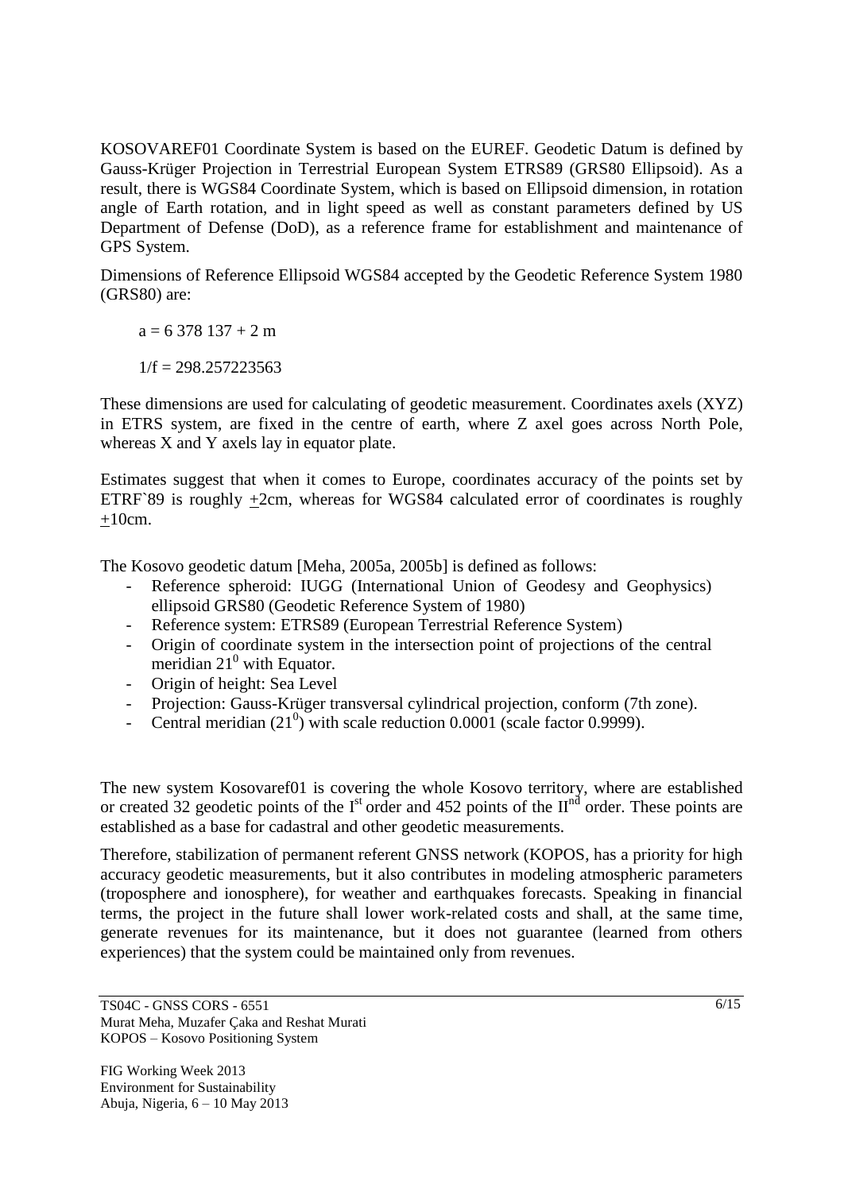KOSOVAREF01 Coordinate System is based on the EUREF. Geodetic Datum is defined by Gauss-Krüger Projection in Terrestrial European System ETRS89 (GRS80 Ellipsoid). As a result, there is WGS84 Coordinate System, which is based on Ellipsoid dimension, in rotation angle of Earth rotation, and in light speed as well as constant parameters defined by US Department of Defense (DoD), as a reference frame for establishment and maintenance of GPS System.

Dimensions of Reference Ellipsoid WGS84 accepted by the Geodetic Reference System 1980 (GRS80) are:

$a = 6\ 378\ 137 \pm 2$ m

$1/f = 298.257223563$

These dimensions are used for calculating of geodetic measurement. Coordinates axels (XYZ) in ETRS system, are fixed in the centre of earth, where Z axel goes across North Pole, whereas X and Y axels lay in equator plate.

Estimates suggest that when it comes to Europe, coordinates accuracy of the points set by ETRF`89 is roughly ±2cm, whereas for WGS84 calculated error of coordinates is roughly ±10cm.

The Kosovo geodetic datum [Meha, 2005a, 2005b] is defined as follows:

- Reference spheroid: IUGG (International Union of Geodesy and Geophysics) ellipsoid GRS80 (Geodetic Reference System of 1980)
- Reference system: ETRS89 (European Terrestrial Reference System)
- Origin of coordinate system in the intersection point of projections of the central meridian $21^0$ with Equator.
- Origin of height: Sea Level
- Projection: Gauss-Krüger transversal cylindrical projection, conform (7th zone).
- Central meridian ($21^0$) with scale reduction 0.0001 (scale factor 0.9999).

The new system Kosovaref01 is covering the whole Kosovo territory, where are established or created 32 geodetic points of the I[st] order and 452 points of the II[nd] order. These points are established as a base for cadastral and other geodetic measurements.

Therefore, stabilization of permanent referent GNSS network (KOPOS, has a priority for high accuracy geodetic measurements, but it also contributes in modeling atmospheric parameters (troposphere and ionosphere), for weather and earthquakes forecasts. Speaking in financial terms, the project in the future shall lower work-related costs and shall, at the same time, generate revenues for its maintenance, but it does not guarantee (learned from others experiences) that the system could be maintained only from revenues.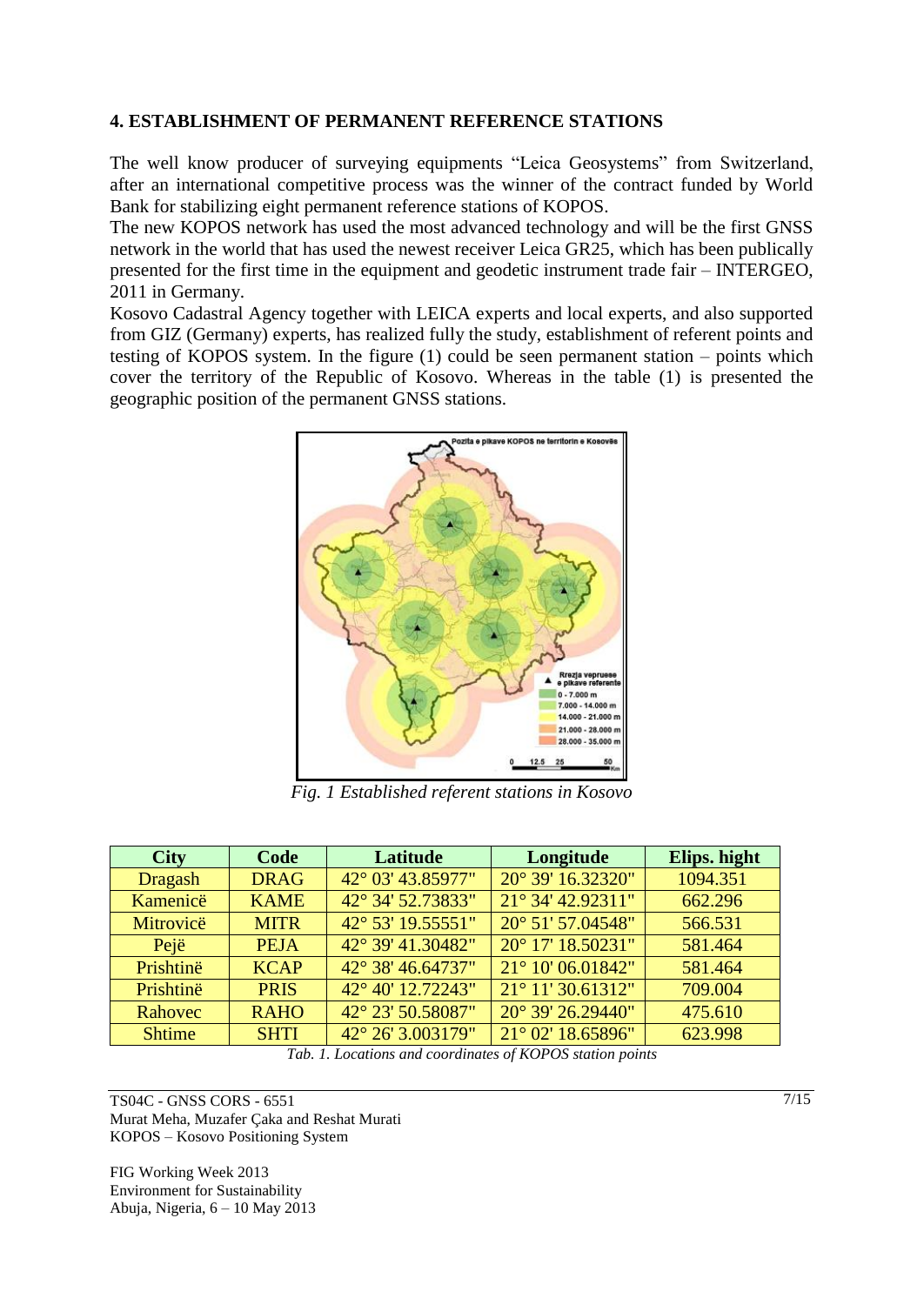## 4. ESTABLISHMENT OF PERMANENT REFERENCE STATIONS

The well know producer of surveying equipments "Leica Geosystems" from Switzerland, after an international competitive process was the winner of the contract funded by World Bank for stabilizing eight permanent reference stations of KOPOS.

The new KOPOS network has used the most advanced technology and will be the first GNSS network in the world that has used the newest receiver Leica GR25, which has been publically presented for the first time in the equipment and geodetic instrument trade fair – INTERGEO, 2011 in Germany.

Kosovo Cadastral Agency together with LEICA experts and local experts, and also supported from GIZ (Germany) experts, has realized fully the study, establishment of referent points and testing of KOPOS system. In the figure (1) could be seen permanent station – points which cover the territory of the Republic of Kosovo. Whereas in the table (1) is presented the geographic position of the permanent GNSS stations.

*Fig. 1 Established referent stations in Kosovo*

| City | Code | Latitude | Longitude | Elips. hight |
|---|---|---|---|---|
| Dragash | DRAG | 42° 03' 43.85977" | 20° 39' 16.32320" | 1094.351 |
| Kamenicë | KAME | 42° 34' 52.73833" | 21° 34' 42.92311" | 662.296 |
| Mitrovicë | MITR | 42° 53' 19.55551" | 20° 51' 57.04548" | 566.531 |
| Pejë | PEJA | 42° 39' 41.30482" | 20° 17' 18.50231" | 581.464 |
| Prishtinë | KCAP | 42° 38' 46.64737" | 21° 10' 06.01842" | 581.464 |
| Prishtinë | PRIS | 42° 40' 12.72243" | 21° 11' 30.61312" | 709.004 |
| Rahovec | RAHO | 42° 23' 50.58087" | 20° 39' 26.29440" | 475.610 |
| Shtime | SHTI | 42° 26' 3.003179" | 21° 02' 18.65896" | 623.998 |

*Tab. 1. Locations and coordinates of KOPOS station points*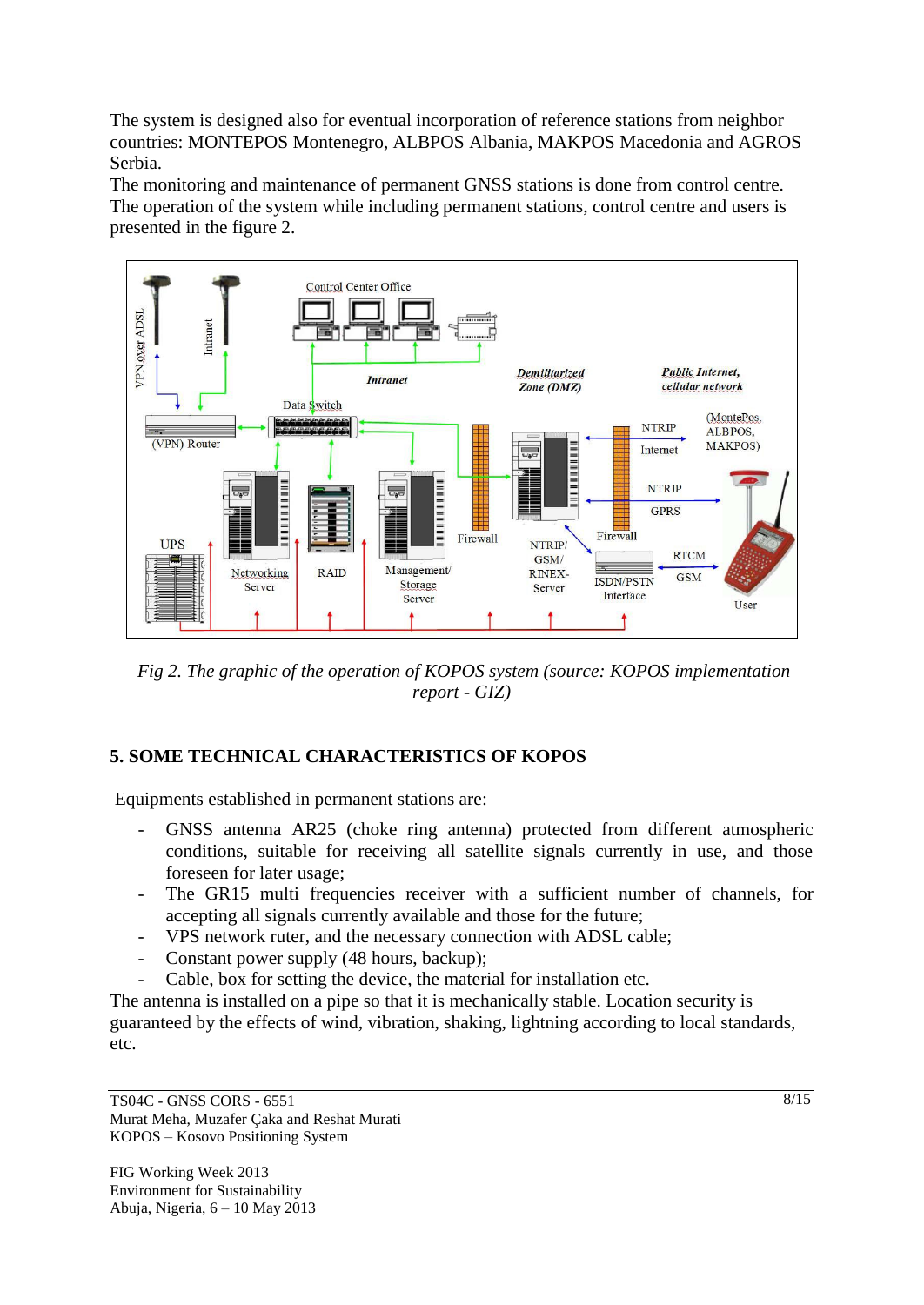The system is designed also for eventual incorporation of reference stations from neighbor countries: MONTEPOS Montenegro, ALBPOS Albania, MAKPOS Macedonia and AGROS Serbia.
The monitoring and maintenance of permanent GNSS stations is done from control centre. The operation of the system while including permanent stations, control centre and users is presented in the figure 2.

*Fig 2. The graphic of the operation of KOPOS system (source: KOPOS implementation report - GIZ)*

## 5. SOME TECHNICAL CHARACTERISTICS OF KOPOS

Equipments established in permanent stations are:

- GNSS antenna AR25 (choke ring antenna) protected from different atmospheric conditions, suitable for receiving all satellite signals currently in use, and those foreseen for later usage;
- The GR15 multi frequencies receiver with a sufficient number of channels, for accepting all signals currently available and those for the future;
- VPS network ruter, and the necessary connection with ADSL cable;
- Constant power supply (48 hours, backup);
- Cable, box for setting the device, the material for installation etc.

The antenna is installed on a pipe so that it is mechanically stable. Location security is guaranteed by the effects of wind, vibration, shaking, lightning according to local standards, etc.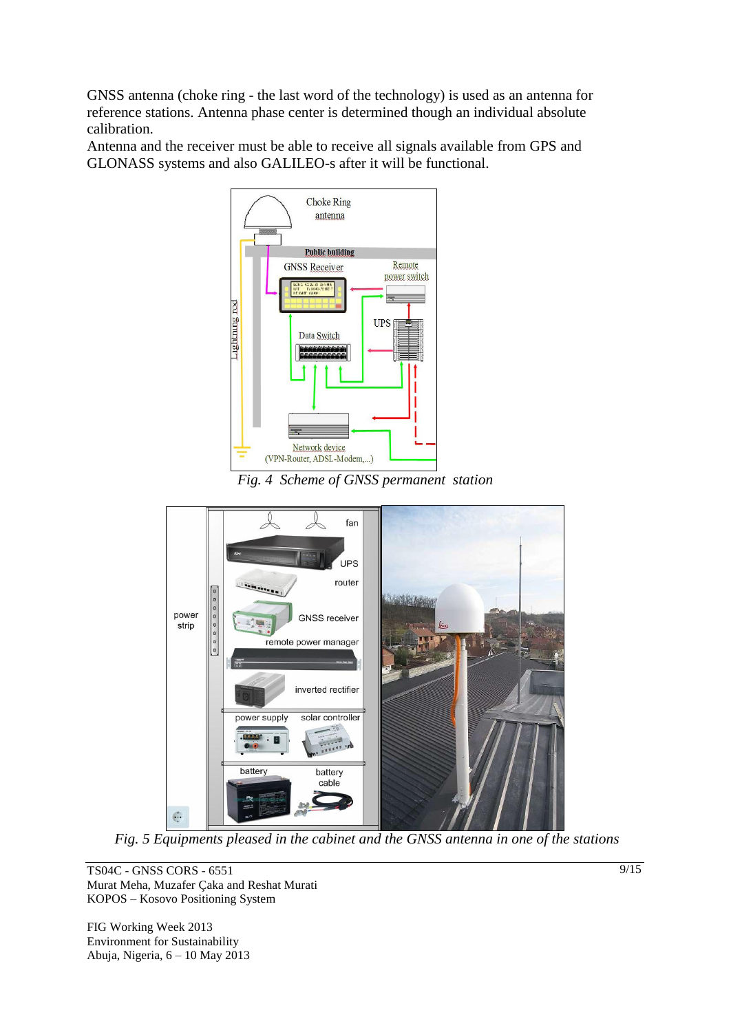GNSS antenna (choke ring - the last word of the technology) is used as an antenna for reference stations. Antenna phase center is determined though an individual absolute calibration.
Antenna and the receiver must be able to receive all signals available from GPS and GLONASS systems and also GALILEO-s after it will be functional.

*Fig. 4 Scheme of GNSS permanent station*

*Fig. 5 Equipments pleased in the cabinet and the GNSS antenna in one of the stations*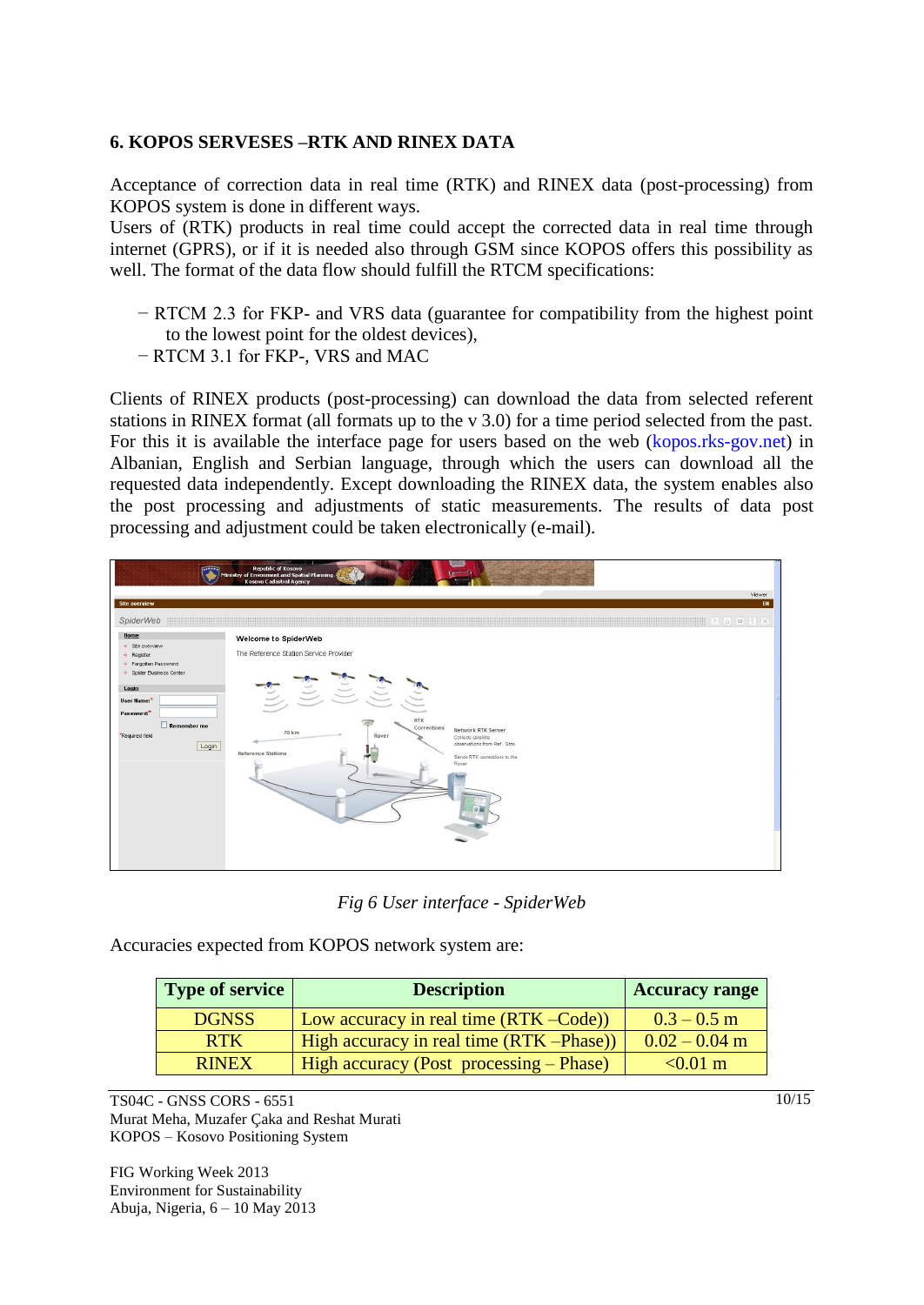## 6. KOPOS SERVESES –RTK AND RINEX DATA

Acceptance of correction data in real time (RTK) and RINEX data (post-processing) from KOPOS system is done in different ways.
Users of (RTK) products in real time could accept the corrected data in real time through internet (GPRS), or if it is needed also through GSM since KOPOS offers this possibility as well. The format of the data flow should fulfill the RTCM specifications:

- RTCM 2.3 for FKP- and VRS data (guarantee for compatibility from the highest point to the lowest point for the oldest devices),
- RTCM 3.1 for FKP-, VRS and MAC

Clients of RINEX products (post-processing) can download the data from selected referent stations in RINEX format (all formats up to the v 3.0) for a time period selected from the past. For this it is available the interface page for users based on the web (kopos.rks-gov.net) in Albanian, English and Serbian language, through which the users can download all the requested data independently. Except downloading the RINEX data, the system enables also the post processing and adjustments of static measurements. The results of data post processing and adjustment could be taken electronically (e-mail).

*Fig 6 User interface - SpiderWeb*

Accuracies expected from KOPOS network system are:

| Type of service | Description | Accuracy range |
|---|---|---|
| DGNSS | Low accuracy in real time (RTK –Code)) | 0.3 – 0.5 m |
| RTK | High accuracy in real time (RTK –Phase)) | 0.02 – 0.04 m |
| RINEX | High accuracy (Post processing – Phase) | <0.01 m |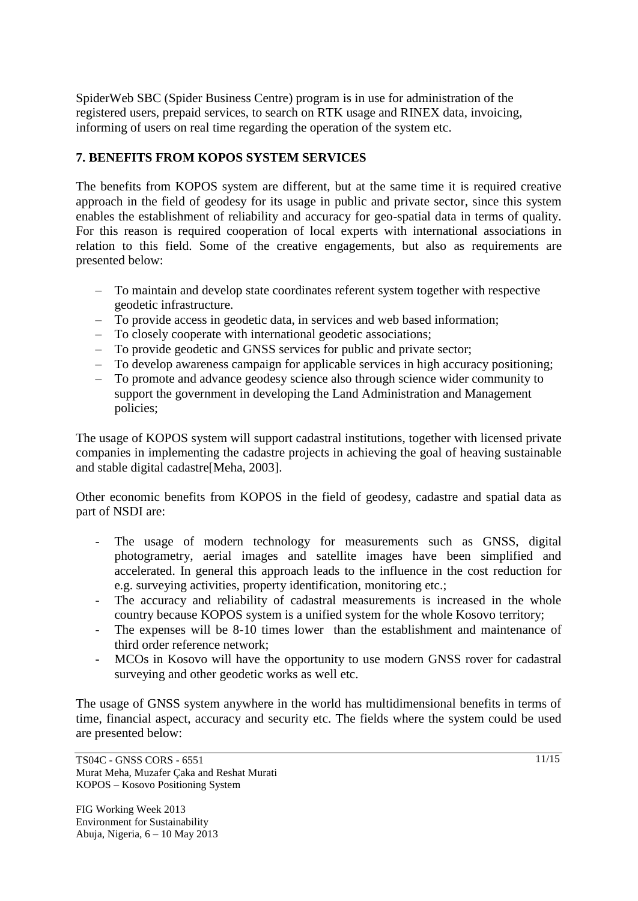SpiderWeb SBC (Spider Business Centre) program is in use for administration of the registered users, prepaid services, to search on RTK usage and RINEX data, invoicing, informing of users on real time regarding the operation of the system etc.

## 7. BENEFITS FROM KOPOS SYSTEM SERVICES

The benefits from KOPOS system are different, but at the same time it is required creative approach in the field of geodesy for its usage in public and private sector, since this system enables the establishment of reliability and accuracy for geo-spatial data in terms of quality. For this reason is required cooperation of local experts with international associations in relation to this field. Some of the creative engagements, but also as requirements are presented below:

- To maintain and develop state coordinates referent system together with respective geodetic infrastructure.
- To provide access in geodetic data, in services and web based information;
- To closely cooperate with international geodetic associations;
- To provide geodetic and GNSS services for public and private sector;
- To develop awareness campaign for applicable services in high accuracy positioning;
- To promote and advance geodesy science also through science wider community to support the government in developing the Land Administration and Management policies;

The usage of KOPOS system will support cadastral institutions, together with licensed private companies in implementing the cadastre projects in achieving the goal of heaving sustainable and stable digital cadastre[Meha, 2003].

Other economic benefits from KOPOS in the field of geodesy, cadastre and spatial data as part of NSDI are:

- The usage of modern technology for measurements such as GNSS, digital photogrametry, aerial images and satellite images have been simplified and accelerated. In general this approach leads to the influence in the cost reduction for e.g. surveying activities, property identification, monitoring etc.;
- The accuracy and reliability of cadastral measurements is increased in the whole country because KOPOS system is a unified system for the whole Kosovo territory;
- The expenses will be 8-10 times lower than the establishment and maintenance of third order reference network;
- MCOs in Kosovo will have the opportunity to use modern GNSS rover for cadastral surveying and other geodetic works as well etc.

The usage of GNSS system anywhere in the world has multidimensional benefits in terms of time, financial aspect, accuracy and security etc. The fields where the system could be used are presented below: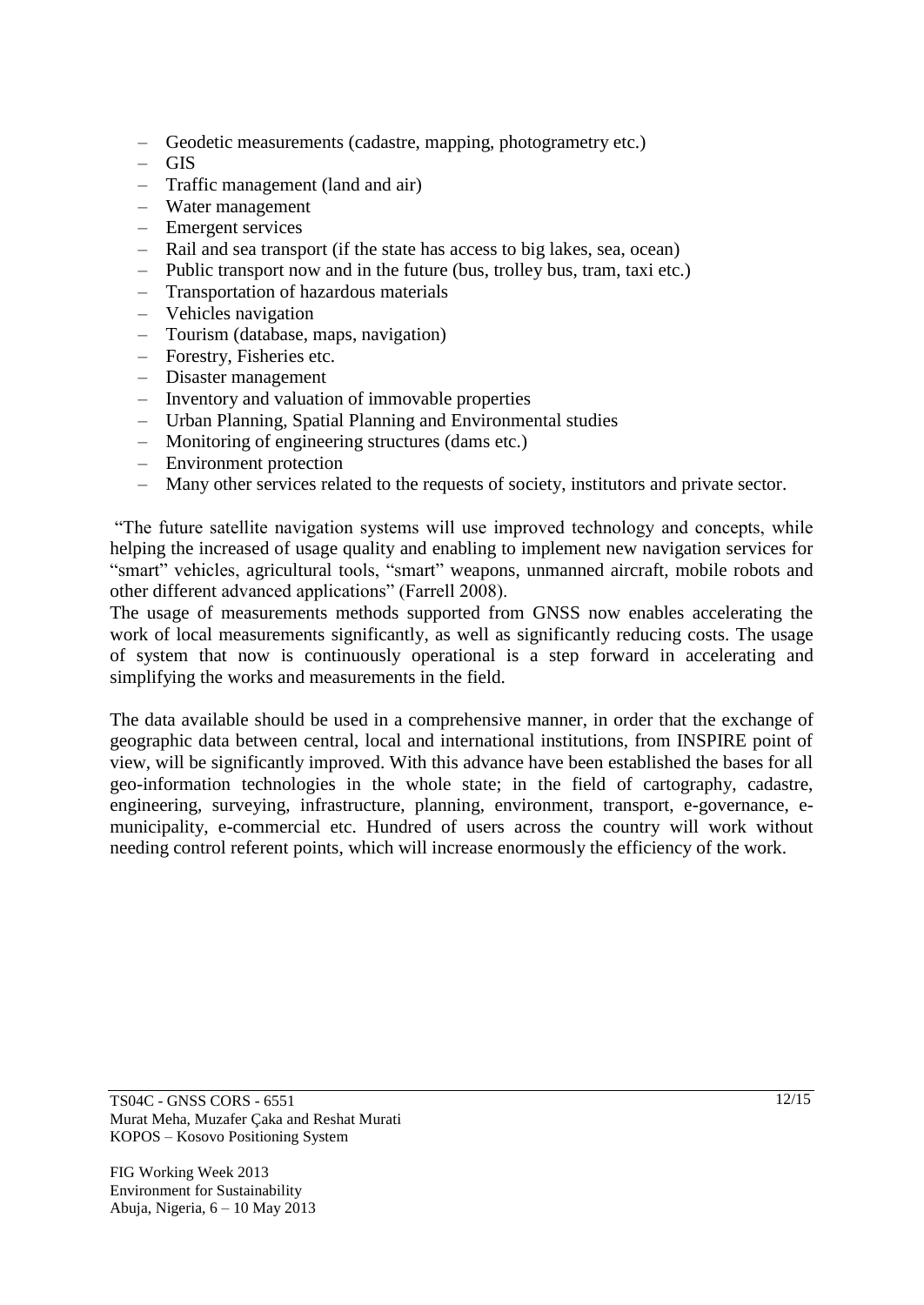- Geodetic measurements (cadastre, mapping, photogrametry etc.)
- GIS
- Traffic management (land and air)
- Water management
- Emergent services
- Rail and sea transport (if the state has access to big lakes, sea, ocean)
- Public transport now and in the future (bus, trolley bus, tram, taxi etc.)
- Transportation of hazardous materials
- Vehicles navigation
- Tourism (database, maps, navigation)
- Forestry, Fisheries etc.
- Disaster management
- Inventory and valuation of immovable properties
- Urban Planning, Spatial Planning and Environmental studies
- Monitoring of engineering structures (dams etc.)
- Environment protection
- Many other services related to the requests of society, institutors and private sector.

"The future satellite navigation systems will use improved technology and concepts, while helping the increased of usage quality and enabling to implement new navigation services for "smart" vehicles, agricultural tools, "smart" weapons, unmanned aircraft, mobile robots and other different advanced applications" (Farrell 2008).

The usage of measurements methods supported from GNSS now enables accelerating the work of local measurements significantly, as well as significantly reducing costs. The usage of system that now is continuously operational is a step forward in accelerating and simplifying the works and measurements in the field.

The data available should be used in a comprehensive manner, in order that the exchange of geographic data between central, local and international institutions, from INSPIRE point of view, will be significantly improved. With this advance have been established the bases for all geo-information technologies in the whole state; in the field of cartography, cadastre, engineering, surveying, infrastructure, planning, environment, transport, e-governance, e-municipality, e-commercial etc. Hundred of users across the country will work without needing control referent points, which will increase enormously the efficiency of the work.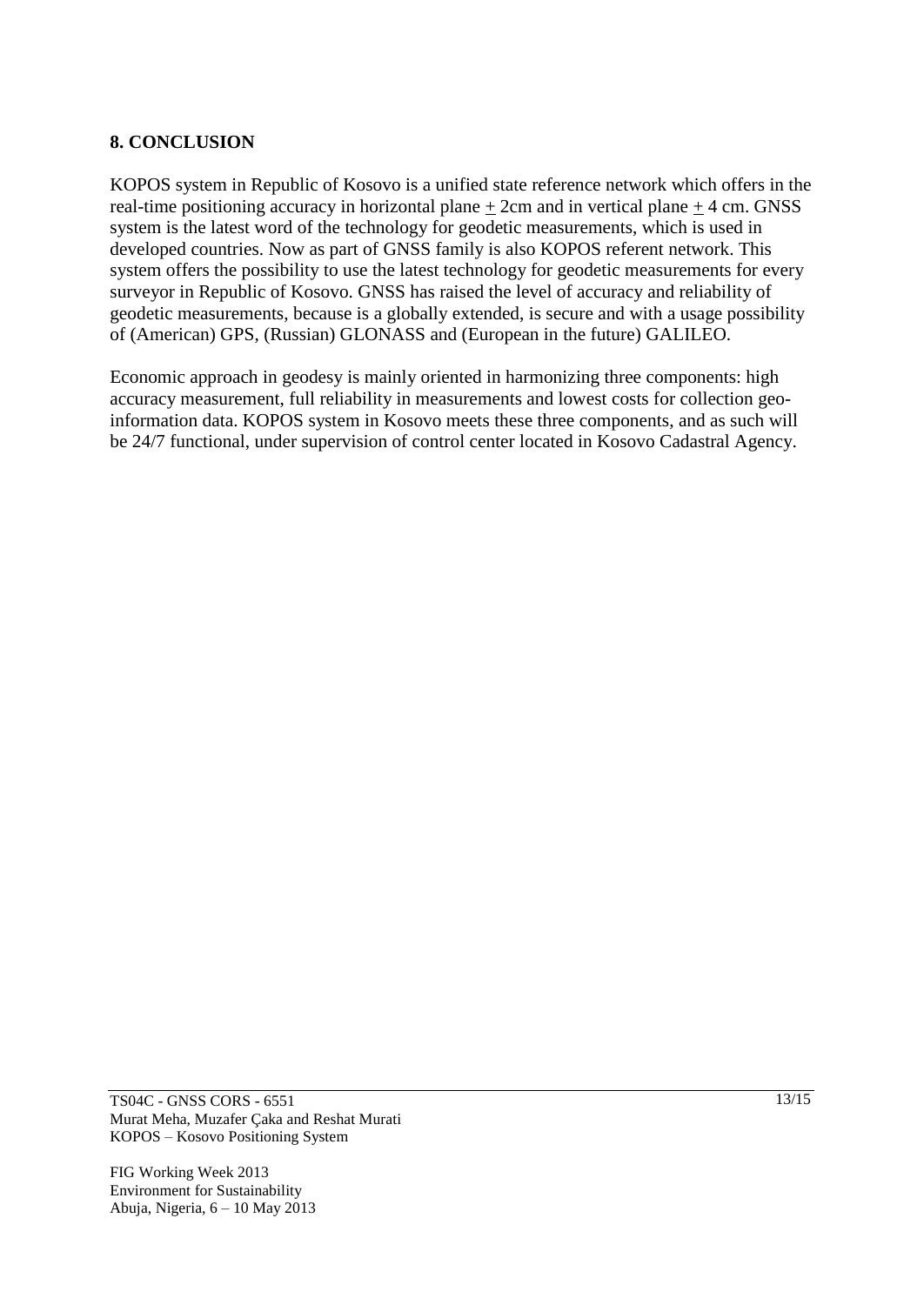## 8. CONCLUSION

KOPOS system in Republic of Kosovo is a unified state reference network which offers in the real-time positioning accuracy in horizontal plane $\pm$ 2cm and in vertical plane $\pm$ 4 cm. GNSS system is the latest word of the technology for geodetic measurements, which is used in developed countries. Now as part of GNSS family is also KOPOS referent network. This system offers the possibility to use the latest technology for geodetic measurements for every surveyor in Republic of Kosovo. GNSS has raised the level of accuracy and reliability of geodetic measurements, because is a globally extended, is secure and with a usage possibility of (American) GPS, (Russian) GLONASS and (European in the future) GALILEO.

Economic approach in geodesy is mainly oriented in harmonizing three components: high accuracy measurement, full reliability in measurements and lowest costs for collection geo-information data. KOPOS system in Kosovo meets these three components, and as such will be 24/7 functional, under supervision of control center located in Kosovo Cadastral Agency.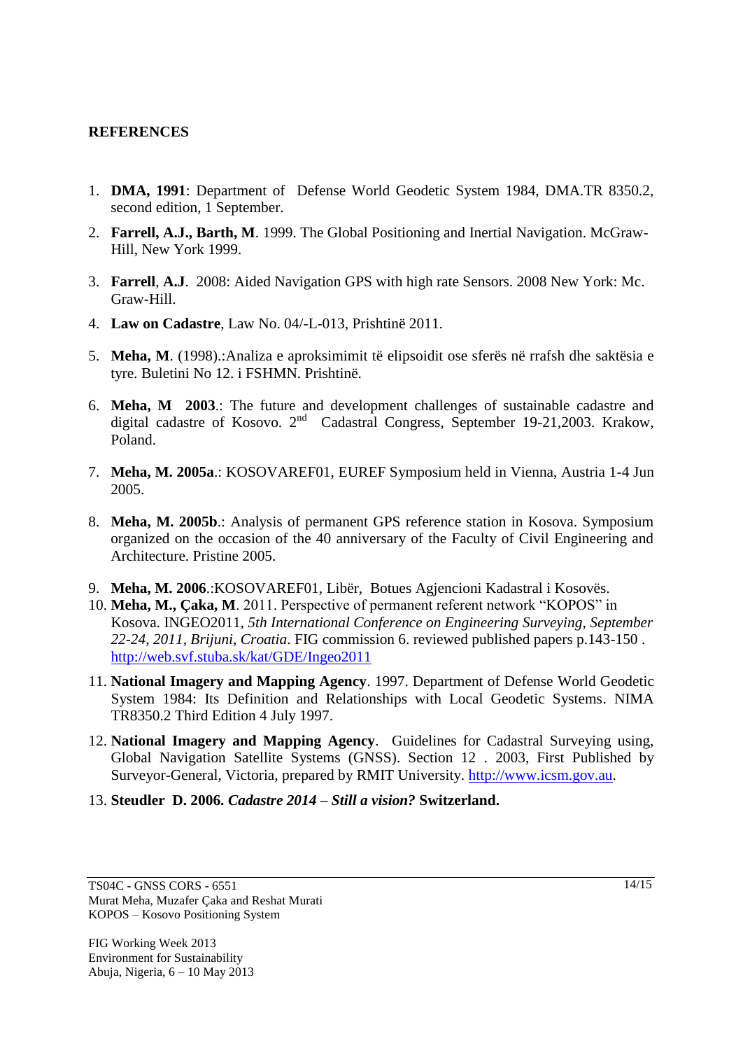## REFERENCES

1. **DMA, 1991**: Department of Defense World Geodetic System 1984, DMA.TR 8350.2, second edition, 1 September.
2. **Farrell, A.J., Barth, M**. 1999. The Global Positioning and Inertial Navigation. McGraw-Hill, New York 1999.
3. **Farrell**, **A.J**. 2008: Aided Navigation GPS with high rate Sensors. 2008 New York: Mc. Graw-Hill.
4. **Law on Cadastre**, Law No. 04/-L-013, Prishtinë 2011.
5. **Meha, M**. (1998).:Analiza e aproksimimit të elipsoidit ose sferës në rrafsh dhe saktësia e tyre. Buletini No 12. i FSHMN. Prishtinë.
6. **Meha, M 2003**.: The future and development challenges of sustainable cadastre and digital cadastre of Kosovo. 2nd Cadastral Congress, September 19-21,2003. Krakow, Poland.
7. **Meha, M. 2005a**.: KOSOVAREF01, EUREF Symposium held in Vienna, Austria 1-4 Jun 2005.
8. **Meha, M. 2005b**.: Analysis of permanent GPS reference station in Kosova. Symposium organized on the occasion of the 40 anniversary of the Faculty of Civil Engineering and Architecture. Pristine 2005.
9. **Meha, M. 2006**.:KOSOVAREF01, Libër, Botues Agjencioni Kadastral i Kosovës.
10. **Meha, M., Çaka, M**. 2011. Perspective of permanent referent network "KOPOS" in Kosova. INGEO2011, *5th International Conference on Engineering Surveying, September 22-24, 2011, Brijuni, Croatia*. FIG commission 6. reviewed published papers p.143-150 . http://web.svf.stuba.sk/kat/GDE/Ingeo2011
11. **National Imagery and Mapping Agency**. 1997. Department of Defense World Geodetic System 1984: Its Definition and Relationships with Local Geodetic Systems. NIMA TR8350.2 Third Edition 4 July 1997.
12. **National Imagery and Mapping Agency**. Guidelines for Cadastral Surveying using, Global Navigation Satellite Systems (GNSS). Section 12 . 2003, First Published by Surveyor-General, Victoria, prepared by RMIT University. http://www.icsm.gov.au.
13. **Steudler D. 2006. *Cadastre 2014 – Still a vision?* Switzerland.**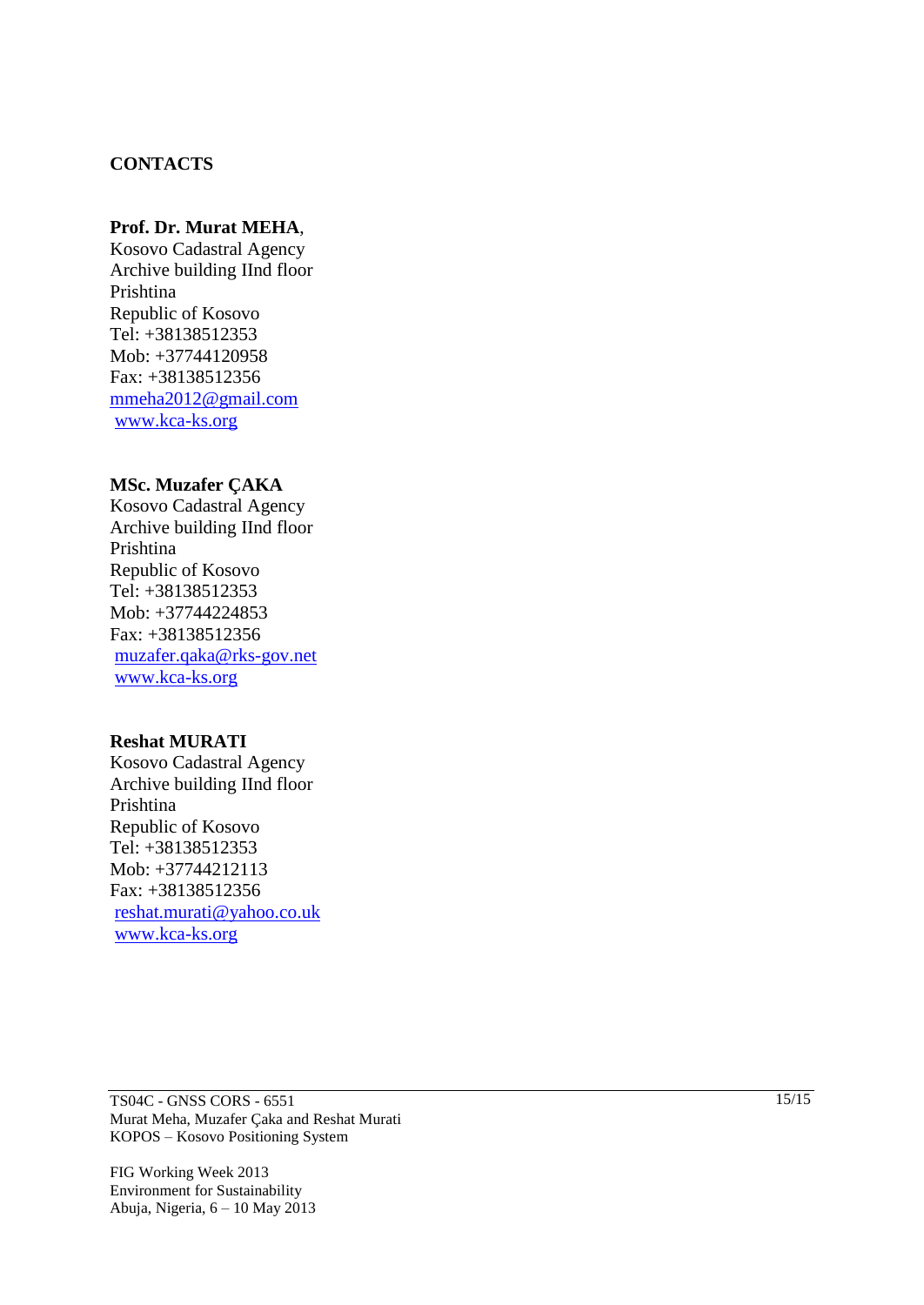## CONTACTS

**Prof. Dr. Murat MEHA**,
Kosovo Cadastral Agency
Archive building IInd floor
Prishtina
Republic of Kosovo
Tel: +38138512353
Mob: +37744120958
Fax: +38138512356
mmeha2012@gmail.com
www.kca-ks.org

**MSc. Muzafer ÇAKA**
Kosovo Cadastral Agency
Archive building IInd floor
Prishtina
Republic of Kosovo
Tel: +38138512353
Mob: +37744224853
Fax: +38138512356
muzafer.qaka@rks-gov.net
www.kca-ks.org

**Reshat MURATI**
Kosovo Cadastral Agency
Archive building IInd floor
Prishtina
Republic of Kosovo
Tel: +38138512353
Mob: +37744212113
Fax: +38138512356
reshat.murati@yahoo.co.uk
www.kca-ks.org